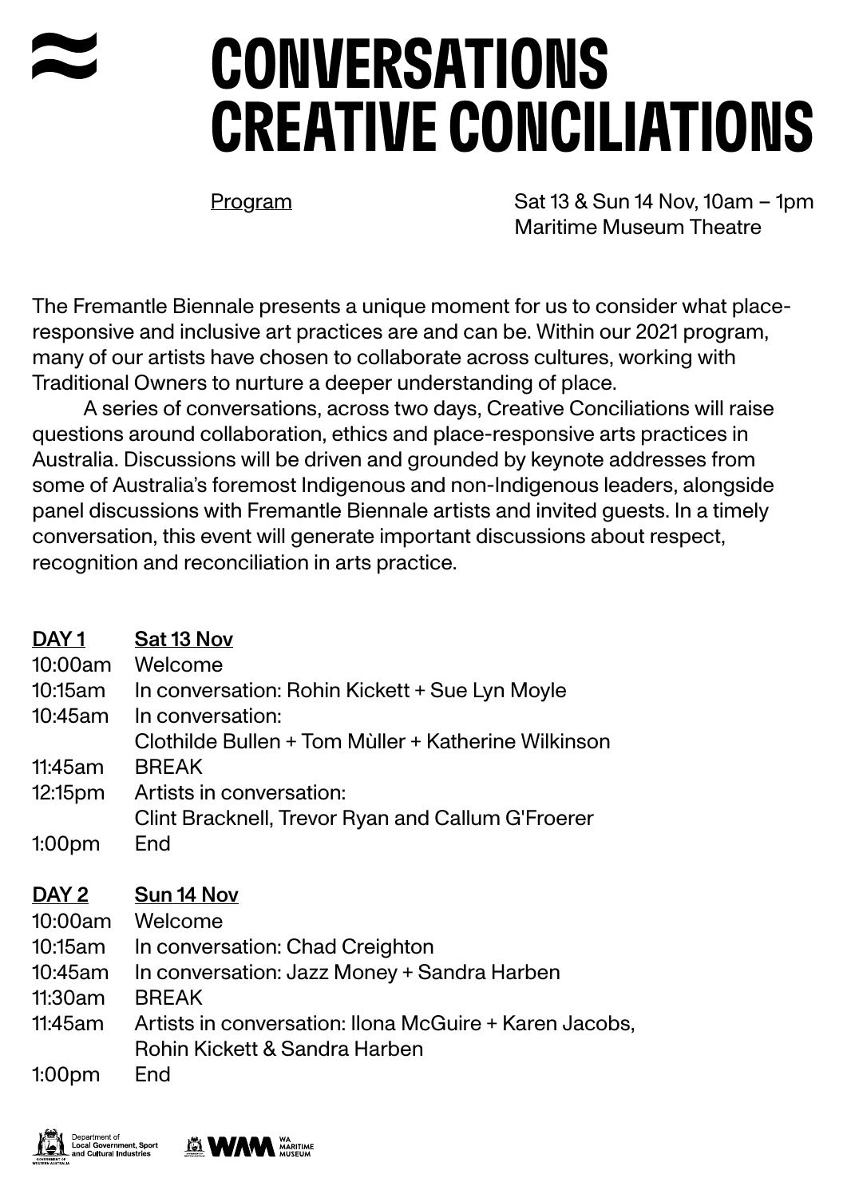# ≈ CONVERSATIONS CREATIVE CONCILIATIONS

Program

Sat 13 & Sun 14 Nov, 10am – 1pm
Maritime Museum Theatre

The Fremantle Biennale presents a unique moment for us to consider what place-responsive and inclusive art practices are and can be. Within our 2021 program, many of our artists have chosen to collaborate across cultures, working with Traditional Owners to nurture a deeper understanding of place.

A series of conversations, across two days, Creative Conciliations will raise questions around collaboration, ethics and place-responsive arts practices in Australia. Discussions will be driven and grounded by keynote addresses from some of Australia's foremost Indigenous and non-Indigenous leaders, alongside panel discussions with Fremantle Biennale artists and invited guests. In a timely conversation, this event will generate important discussions about respect, recognition and reconciliation in arts practice.

| DAY 1 | Sat 13 Nov |
|---|---|
| 10:00am | Welcome |
| 10:15am | In conversation: Rohin Kickett + Sue Lyn Moyle |
| 10:45am | In conversation: Clothilde Bullen + Tom Mùller + Katherine Wilkinson |
| 11:45am | BREAK |
| 12:15pm | Artists in conversation: Clint Bracknell, Trevor Ryan and Callum G'Froerer |
| 1:00pm | End |

| DAY 2 | Sun 14 Nov |
|---|---|
| 10:00am | Welcome |
| 10:15am | In conversation: Chad Creighton |
| 10:45am | In conversation: Jazz Money + Sandra Harben |
| 11:30am | BREAK |
| 11:45am | Artists in conversation: Ilona McGuire + Karen Jacobs, Rohin Kickett & Sandra Harben |
| 1:00pm | End |

Department of Local Government, Sport and Cultural Industries

WA Maritime Museum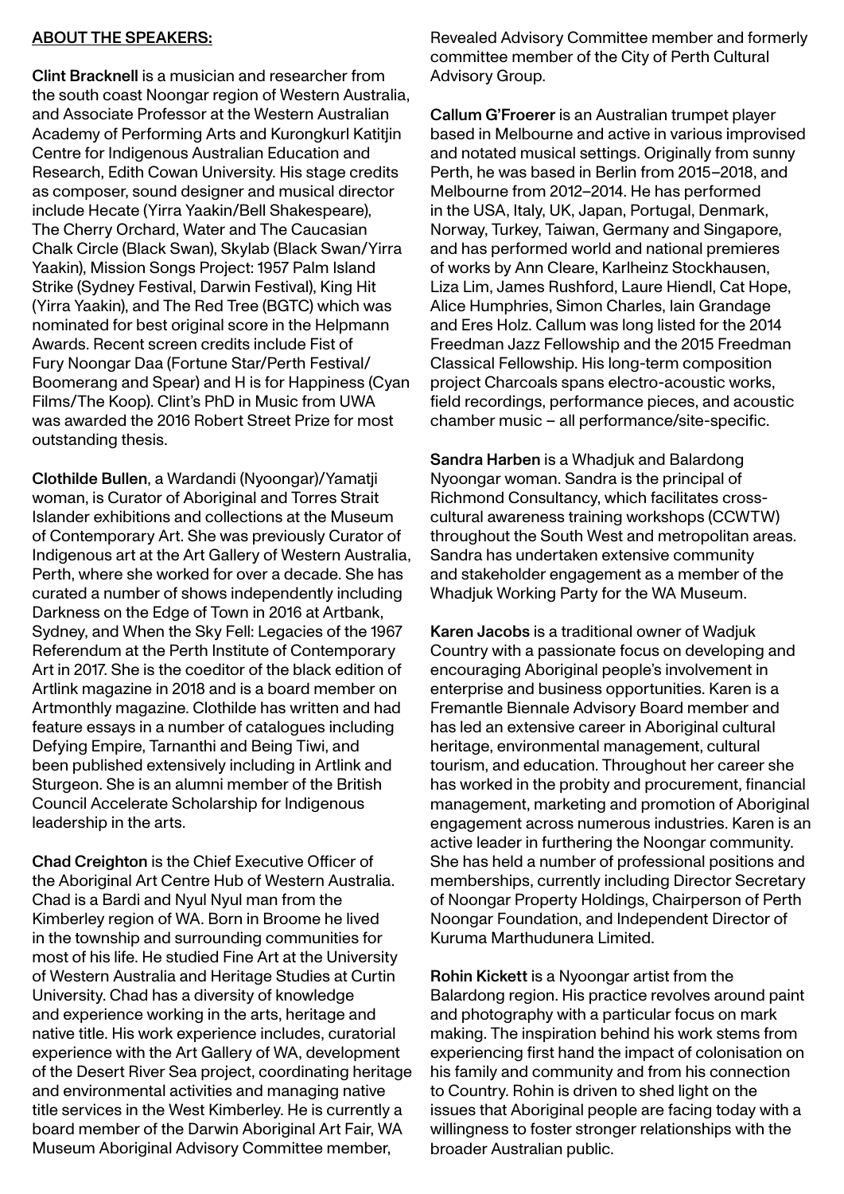**ABOUT THE SPEAKERS:**

**Clint Bracknell** is a musician and researcher from the south coast Noongar region of Western Australia, and Associate Professor at the Western Australian Academy of Performing Arts and Kurongkurl Katitjin Centre for Indigenous Australian Education and Research, Edith Cowan University. His stage credits as composer, sound designer and musical director include Hecate (Yirra Yaakin/Bell Shakespeare), The Cherry Orchard, Water and The Caucasian Chalk Circle (Black Swan), Skylab (Black Swan/Yirra Yaakin), Mission Songs Project: 1957 Palm Island Strike (Sydney Festival, Darwin Festival), King Hit (Yirra Yaakin), and The Red Tree (BGTC) which was nominated for best original score in the Helpmann Awards. Recent screen credits include Fist of Fury Noongar Daa (Fortune Star/Perth Festival/Boomerang and Spear) and H is for Happiness (Cyan Films/The Koop). Clint's PhD in Music from UWA was awarded the 2016 Robert Street Prize for most outstanding thesis.

**Clothilde Bullen**, a Wardandi (Nyoongar)/Yamatji woman, is Curator of Aboriginal and Torres Strait Islander exhibitions and collections at the Museum of Contemporary Art. She was previously Curator of Indigenous art at the Art Gallery of Western Australia, Perth, where she worked for over a decade. She has curated a number of shows independently including Darkness on the Edge of Town in 2016 at Artbank, Sydney, and When the Sky Fell: Legacies of the 1967 Referendum at the Perth Institute of Contemporary Art in 2017. She is the coeditor of the black edition of Artlink magazine in 2018 and is a board member on Artmonthly magazine. Clothilde has written and had feature essays in a number of catalogues including Defying Empire, Tarnanthi and Being Tiwi, and been published extensively including in Artlink and Sturgeon. She is an alumni member of the British Council Accelerate Scholarship for Indigenous leadership in the arts.

**Chad Creighton** is the Chief Executive Officer of the Aboriginal Art Centre Hub of Western Australia. Chad is a Bardi and Nyul Nyul man from the Kimberley region of WA. Born in Broome he lived in the township and surrounding communities for most of his life. He studied Fine Art at the University of Western Australia and Heritage Studies at Curtin University. Chad has a diversity of knowledge and experience working in the arts, heritage and native title. His work experience includes, curatorial experience with the Art Gallery of WA, development of the Desert River Sea project, coordinating heritage and environmental activities and managing native title services in the West Kimberley. He is currently a board member of the Darwin Aboriginal Art Fair, WA Museum Aboriginal Advisory Committee member, Revealed Advisory Committee member and formerly committee member of the City of Perth Cultural Advisory Group.

**Callum G'Froerer** is an Australian trumpet player based in Melbourne and active in various improvised and notated musical settings. Originally from sunny Perth, he was based in Berlin from 2015–2018, and Melbourne from 2012–2014. He has performed in the USA, Italy, UK, Japan, Portugal, Denmark, Norway, Turkey, Taiwan, Germany and Singapore, and has performed world and national premieres of works by Ann Cleare, Karlheinz Stockhausen, Liza Lim, James Rushford, Laure Hiendl, Cat Hope, Alice Humphries, Simon Charles, Iain Grandage and Eres Holz. Callum was long listed for the 2014 Freedman Jazz Fellowship and the 2015 Freedman Classical Fellowship. His long-term composition project Charcoals spans electro-acoustic works, field recordings, performance pieces, and acoustic chamber music – all performance/site-specific.

**Sandra Harben** is a Whadjuk and Balardong Nyoongar woman. Sandra is the principal of Richmond Consultancy, which facilitates cross-cultural awareness training workshops (CCWTW) throughout the South West and metropolitan areas. Sandra has undertaken extensive community and stakeholder engagement as a member of the Whadjuk Working Party for the WA Museum.

**Karen Jacobs** is a traditional owner of Wadjuk Country with a passionate focus on developing and encouraging Aboriginal people's involvement in enterprise and business opportunities. Karen is a Fremantle Biennale Advisory Board member and has led an extensive career in Aboriginal cultural heritage, environmental management, cultural tourism, and education. Throughout her career she has worked in the probity and procurement, financial management, marketing and promotion of Aboriginal engagement across numerous industries. Karen is an active leader in furthering the Noongar community. She has held a number of professional positions and memberships, currently including Director Secretary of Noongar Property Holdings, Chairperson of Perth Noongar Foundation, and Independent Director of Kuruma Marthudunera Limited.

**Rohin Kickett** is a Nyoongar artist from the Balardong region. His practice revolves around paint and photography with a particular focus on mark making. The inspiration behind his work stems from experiencing first hand the impact of colonisation on his family and community and from his connection to Country. Rohin is driven to shed light on the issues that Aboriginal people are facing today with a willingness to foster stronger relationships with the broader Australian public.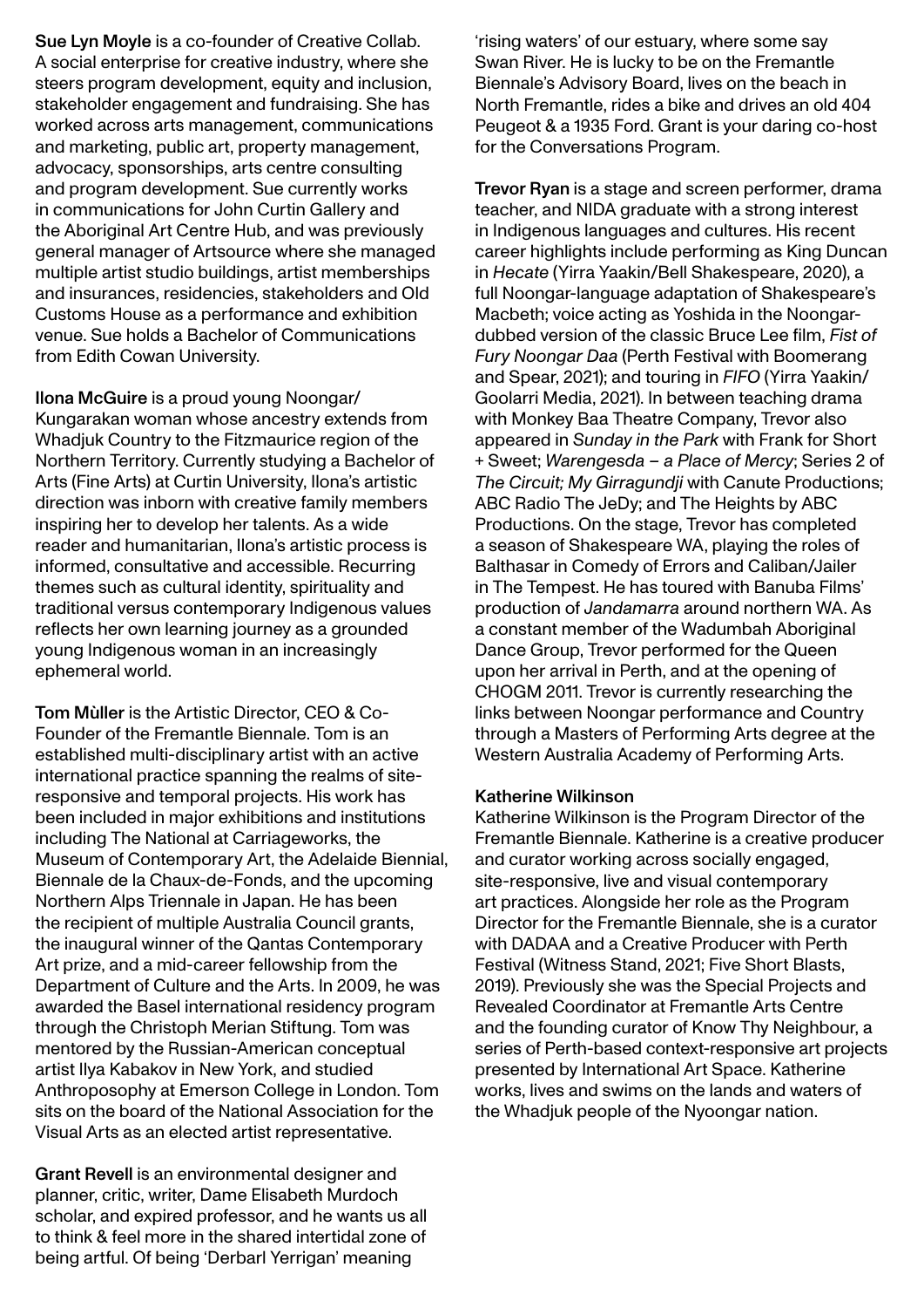**Sue Lyn Moyle** is a co-founder of Creative Collab. A social enterprise for creative industry, where she steers program development, equity and inclusion, stakeholder engagement and fundraising. She has worked across arts management, communications and marketing, public art, property management, advocacy, sponsorships, arts centre consulting and program development. Sue currently works in communications for John Curtin Gallery and the Aboriginal Art Centre Hub, and was previously general manager of Artsource where she managed multiple artist studio buildings, artist memberships and insurances, residencies, stakeholders and Old Customs House as a performance and exhibition venue. Sue holds a Bachelor of Communications from Edith Cowan University.

**Ilona McGuire** is a proud young Noongar/ Kungarakan woman whose ancestry extends from Whadjuk Country to the Fitzmaurice region of the Northern Territory. Currently studying a Bachelor of Arts (Fine Arts) at Curtin University, Ilona's artistic direction was inborn with creative family members inspiring her to develop her talents. As a wide reader and humanitarian, Ilona's artistic process is informed, consultative and accessible. Recurring themes such as cultural identity, spirituality and traditional versus contemporary Indigenous values reflects her own learning journey as a grounded young Indigenous woman in an increasingly ephemeral world.

**Tom Mùller** is the Artistic Director, CEO & Co-Founder of the Fremantle Biennale. Tom is an established multi-disciplinary artist with an active international practice spanning the realms of site-responsive and temporal projects. His work has been included in major exhibitions and institutions including The National at Carriageworks, the Museum of Contemporary Art, the Adelaide Biennial, Biennale de la Chaux-de-Fonds, and the upcoming Northern Alps Triennale in Japan. He has been the recipient of multiple Australia Council grants, the inaugural winner of the Qantas Contemporary Art prize, and a mid-career fellowship from the Department of Culture and the Arts. In 2009, he was awarded the Basel international residency program through the Christoph Merian Stiftung. Tom was mentored by the Russian-American conceptual artist Ilya Kabakov in New York, and studied Anthroposophy at Emerson College in London. Tom sits on the board of the National Association for the Visual Arts as an elected artist representative.

**Grant Revell** is an environmental designer and planner, critic, writer, Dame Elisabeth Murdoch scholar, and expired professor, and he wants us all to think & feel more in the shared intertidal zone of being artful. Of being 'Derbarl Yerrigan' meaning 'rising waters' of our estuary, where some say Swan River. He is lucky to be on the Fremantle Biennale's Advisory Board, lives on the beach in North Fremantle, rides a bike and drives an old 404 Peugeot & a 1935 Ford. Grant is your daring co-host for the Conversations Program.

**Trevor Ryan** is a stage and screen performer, drama teacher, and NIDA graduate with a strong interest in Indigenous languages and cultures. His recent career highlights include performing as King Duncan in *Hecate* (Yirra Yaakin/Bell Shakespeare, 2020), a full Noongar-language adaptation of Shakespeare's Macbeth; voice acting as Yoshida in the Noongar-dubbed version of the classic Bruce Lee film, *Fist of Fury Noongar Daa* (Perth Festival with Boomerang and Spear, 2021); and touring in *FIFO* (Yirra Yaakin/ Goolarri Media, 2021). In between teaching drama with Monkey Baa Theatre Company, Trevor also appeared in *Sunday in the Park* with Frank for Short + Sweet; *Warengesda – a Place of Mercy*; Series 2 of *The Circuit; My Girragundji* with Canute Productions; ABC Radio The JeDy; and The Heights by ABC Productions. On the stage, Trevor has completed a season of Shakespeare WA, playing the roles of Balthasar in Comedy of Errors and Caliban/Jailer in The Tempest. He has toured with Banuba Films' production of *Jandamarra* around northern WA. As a constant member of the Wadumbah Aboriginal Dance Group, Trevor performed for the Queen upon her arrival in Perth, and at the opening of CHOGM 2011. Trevor is currently researching the links between Noongar performance and Country through a Masters of Performing Arts degree at the Western Australia Academy of Performing Arts.

**Katherine Wilkinson**

Katherine Wilkinson is the Program Director of the Fremantle Biennale. Katherine is a creative producer and curator working across socially engaged, site-responsive, live and visual contemporary art practices. Alongside her role as the Program Director for the Fremantle Biennale, she is a curator with DADAA and a Creative Producer with Perth Festival (Witness Stand, 2021; Five Short Blasts, 2019). Previously she was the Special Projects and Revealed Coordinator at Fremantle Arts Centre and the founding curator of Know Thy Neighbour, a series of Perth-based context-responsive art projects presented by International Art Space. Katherine works, lives and swims on the lands and waters of the Whadjuk people of the Nyoongar nation.